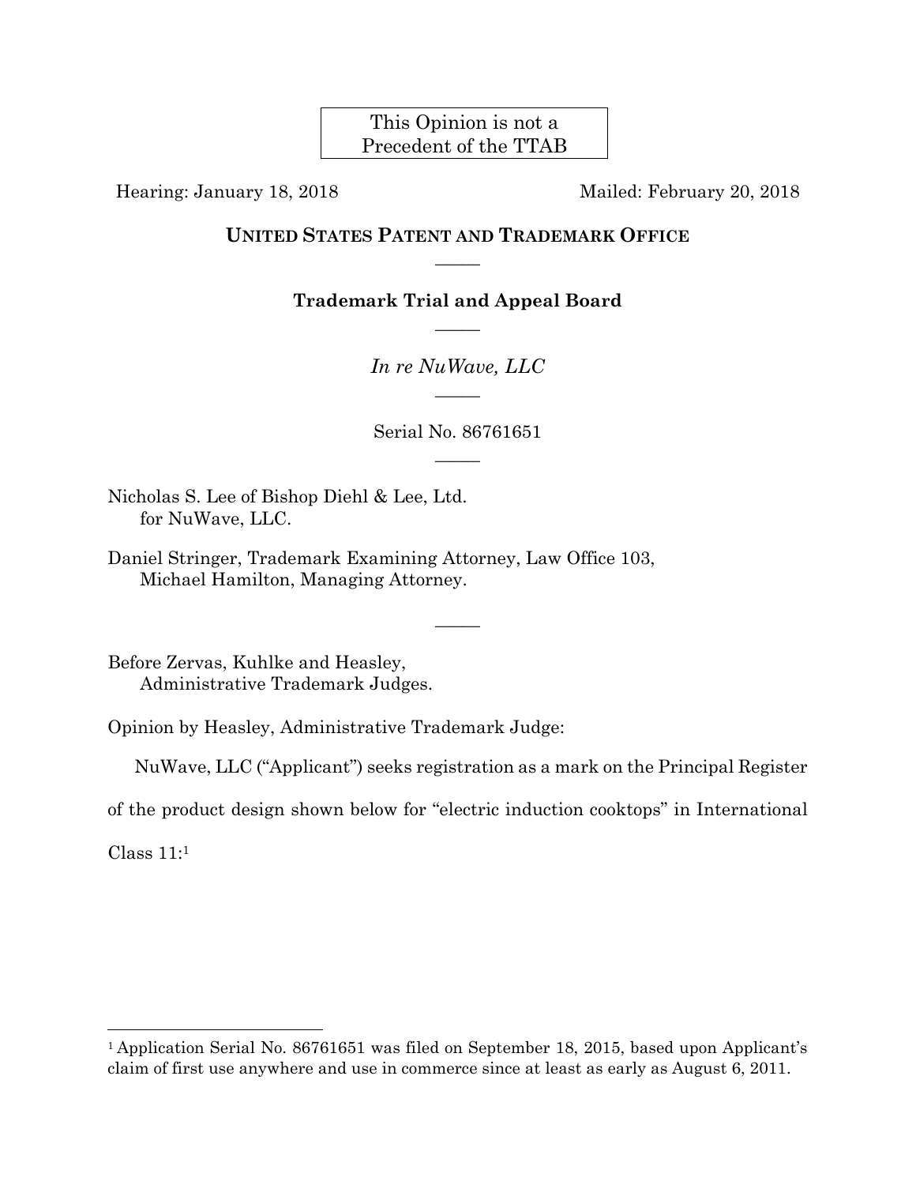This Opinion is not a Precedent of the TTAB

Hearing: January 18, 2018 Mailed: February 20, 2018

**UNITED STATES PATENT AND TRADEMARK OFFICE**

—————

**Trademark Trial and Appeal Board**

—————

*In re NuWave, LLC*

—————

Serial No. 86761651

—————

Nicholas S. Lee of Bishop Diehl & Lee, Ltd.
for NuWave, LLC.

Daniel Stringer, Trademark Examining Attorney, Law Office 103,
Michael Hamilton, Managing Attorney.

—————

Before Zervas, Kuhlke and Heasley,
Administrative Trademark Judges.

Opinion by Heasley, Administrative Trademark Judge:

NuWave, LLC ("Applicant") seeks registration as a mark on the Principal Register of the product design shown below for "electric induction cooktops" in International Class 11:[1]

---

[1] Application Serial No. 86761651 was filed on September 18, 2015, based upon Applicant's claim of first use anywhere and use in commerce since at least as early as August 6, 2011.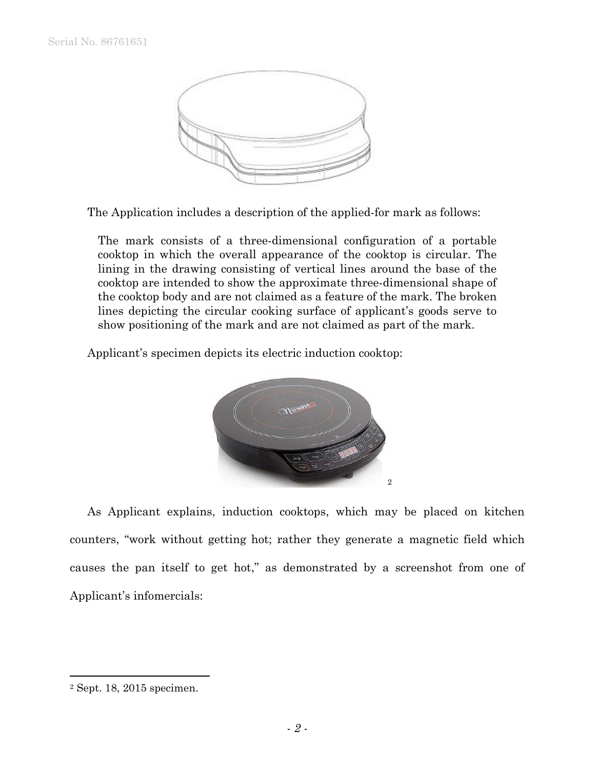The Application includes a description of the applied-for mark as follows:

> The mark consists of a three-dimensional configuration of a portable cooktop in which the overall appearance of the cooktop is circular. The lining in the drawing consisting of vertical lines around the base of the cooktop are intended to show the approximate three-dimensional shape of the cooktop body and are not claimed as a feature of the mark. The broken lines depicting the circular cooking surface of applicant's goods serve to show positioning of the mark and are not claimed as part of the mark.

Applicant's specimen depicts its electric induction cooktop:

[2]

As Applicant explains, induction cooktops, which may be placed on kitchen counters, "work without getting hot; rather they generate a magnetic field which causes the pan itself to get hot," as demonstrated by a screenshot from one of Applicant's infomercials:

---

[2] Sept. 18, 2015 specimen.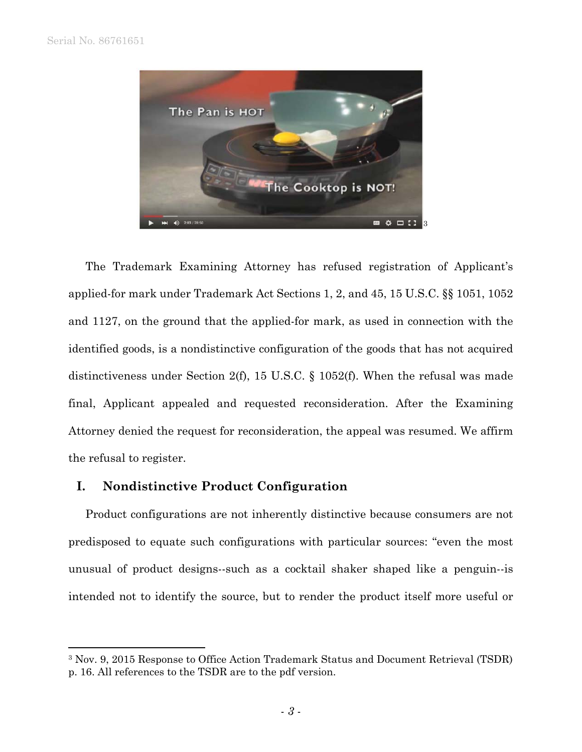[3]

The Trademark Examining Attorney has refused registration of Applicant's applied-for mark under Trademark Act Sections 1, 2, and 45, 15 U.S.C. §§ 1051, 1052 and 1127, on the ground that the applied-for mark, as used in connection with the identified goods, is a nondistinctive configuration of the goods that has not acquired distinctiveness under Section 2(f), 15 U.S.C. § 1052(f). When the refusal was made final, Applicant appealed and requested reconsideration. After the Examining Attorney denied the request for reconsideration, the appeal was resumed. We affirm the refusal to register.

## I. Nondistinctive Product Configuration

Product configurations are not inherently distinctive because consumers are not predisposed to equate such configurations with particular sources: "even the most unusual of product designs--such as a cocktail shaker shaped like a penguin--is intended not to identify the source, but to render the product itself more useful or

---

[3] Nov. 9, 2015 Response to Office Action Trademark Status and Document Retrieval (TSDR) p. 16. All references to the TSDR are to the pdf version.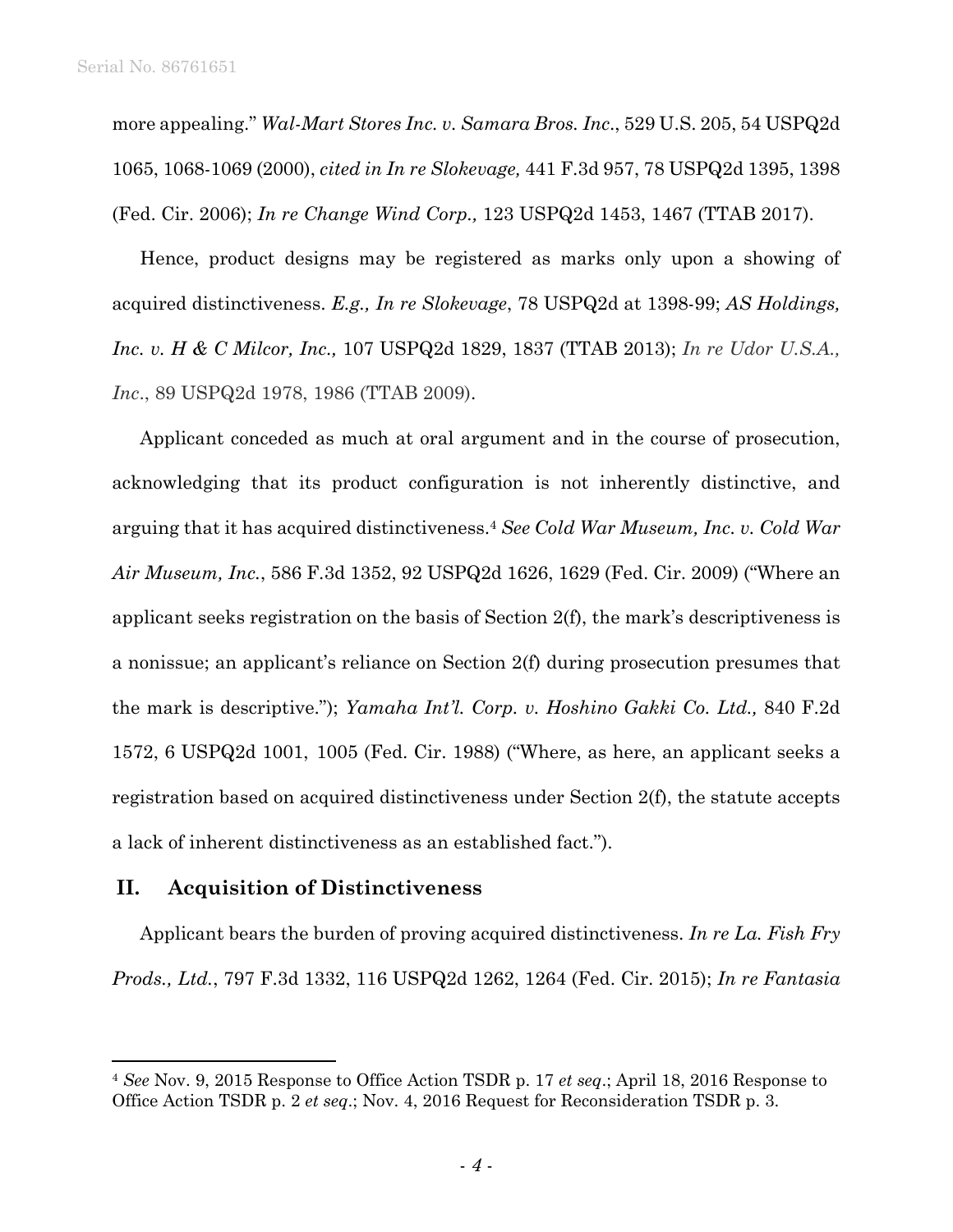more appealing." *Wal-Mart Stores Inc. v. Samara Bros. Inc.*, 529 U.S. 205, 54 USPQ2d 1065, 1068-1069 (2000), *cited in In re Slokevage,* 441 F.3d 957, 78 USPQ2d 1395, 1398 (Fed. Cir. 2006); *In re Change Wind Corp.,* 123 USPQ2d 1453, 1467 (TTAB 2017).

Hence, product designs may be registered as marks only upon a showing of acquired distinctiveness. *E.g., In re Slokevage*, 78 USPQ2d at 1398-99; *AS Holdings, Inc. v. H & C Milcor, Inc.,* 107 USPQ2d 1829, 1837 (TTAB 2013); *In re Udor U.S.A., Inc*., 89 USPQ2d 1978, 1986 (TTAB 2009).

Applicant conceded as much at oral argument and in the course of prosecution, acknowledging that its product configuration is not inherently distinctive, and arguing that it has acquired distinctiveness.[4] *See Cold War Museum, Inc. v. Cold War Air Museum, Inc.*, 586 F.3d 1352, 92 USPQ2d 1626, 1629 (Fed. Cir. 2009) ("Where an applicant seeks registration on the basis of Section 2(f), the mark's descriptiveness is a nonissue; an applicant's reliance on Section 2(f) during prosecution presumes that the mark is descriptive."); *Yamaha Int'l. Corp. v. Hoshino Gakki Co. Ltd.,* 840 F.2d 1572, 6 USPQ2d 1001, 1005 (Fed. Cir. 1988) ("Where, as here, an applicant seeks a registration based on acquired distinctiveness under Section 2(f), the statute accepts a lack of inherent distinctiveness as an established fact.").

## II. Acquisition of Distinctiveness

Applicant bears the burden of proving acquired distinctiveness. *In re La. Fish Fry Prods., Ltd.*, 797 F.3d 1332, 116 USPQ2d 1262, 1264 (Fed. Cir. 2015); *In re Fantasia*

---

[4] *See* Nov. 9, 2015 Response to Office Action TSDR p. 17 *et seq*.; April 18, 2016 Response to Office Action TSDR p. 2 *et seq*.; Nov. 4, 2016 Request for Reconsideration TSDR p. 3.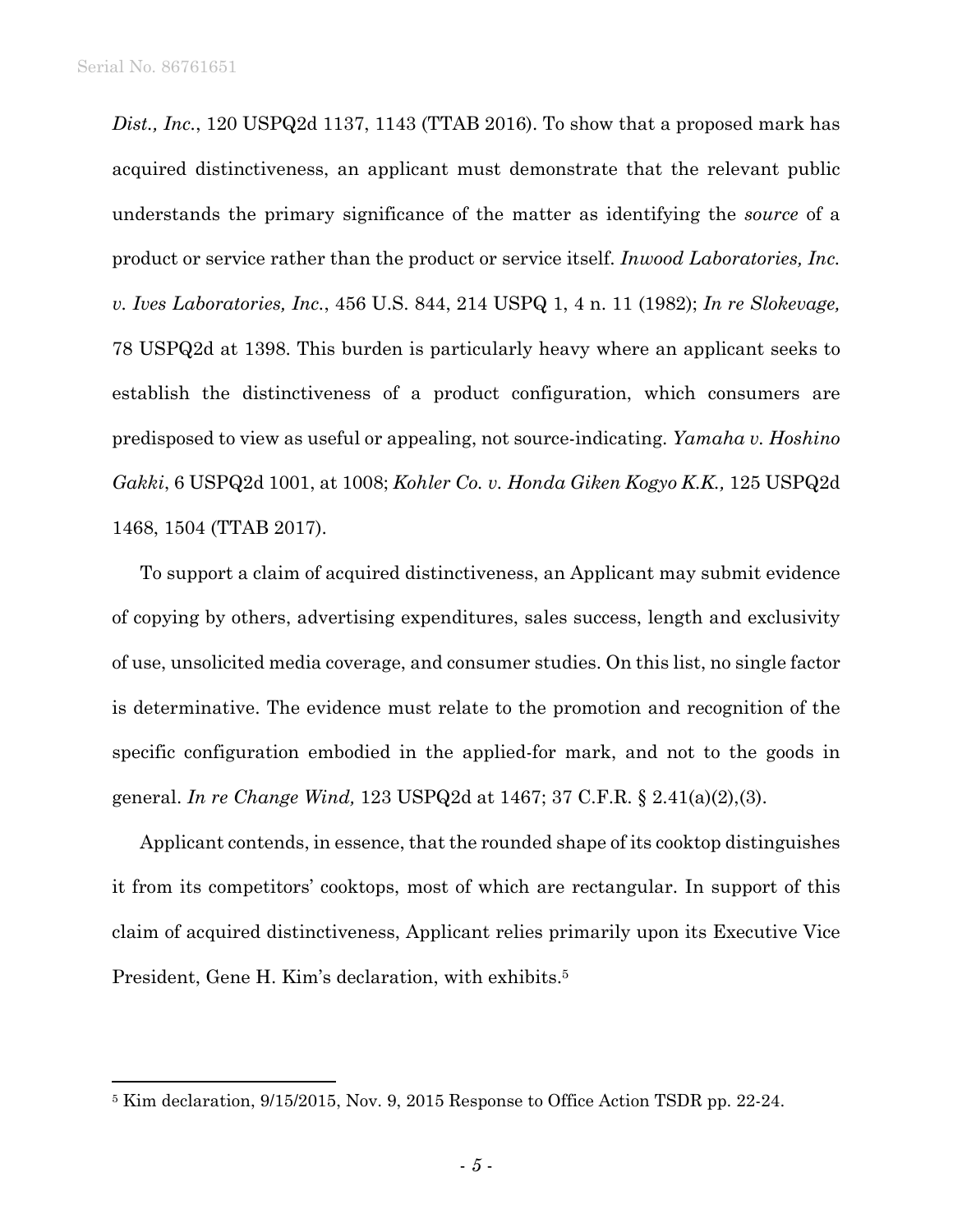*Dist., Inc.*, 120 USPQ2d 1137, 1143 (TTAB 2016). To show that a proposed mark has acquired distinctiveness, an applicant must demonstrate that the relevant public understands the primary significance of the matter as identifying the *source* of a product or service rather than the product or service itself. *Inwood Laboratories, Inc. v. Ives Laboratories, Inc.*, 456 U.S. 844, 214 USPQ 1, 4 n. 11 (1982); *In re Slokevage,* 78 USPQ2d at 1398. This burden is particularly heavy where an applicant seeks to establish the distinctiveness of a product configuration, which consumers are predisposed to view as useful or appealing, not source-indicating. *Yamaha v. Hoshino Gakki*, 6 USPQ2d 1001, at 1008; *Kohler Co. v. Honda Giken Kogyo K.K.,* 125 USPQ2d 1468, 1504 (TTAB 2017).

To support a claim of acquired distinctiveness, an Applicant may submit evidence of copying by others, advertising expenditures, sales success, length and exclusivity of use, unsolicited media coverage, and consumer studies. On this list, no single factor is determinative. The evidence must relate to the promotion and recognition of the specific configuration embodied in the applied-for mark, and not to the goods in general. *In re Change Wind,* 123 USPQ2d at 1467; 37 C.F.R. § 2.41(a)(2),(3).

Applicant contends, in essence, that the rounded shape of its cooktop distinguishes it from its competitors' cooktops, most of which are rectangular. In support of this claim of acquired distinctiveness, Applicant relies primarily upon its Executive Vice President, Gene H. Kim's declaration, with exhibits.[5]

---

[5] Kim declaration, 9/15/2015, Nov. 9, 2015 Response to Office Action TSDR pp. 22-24.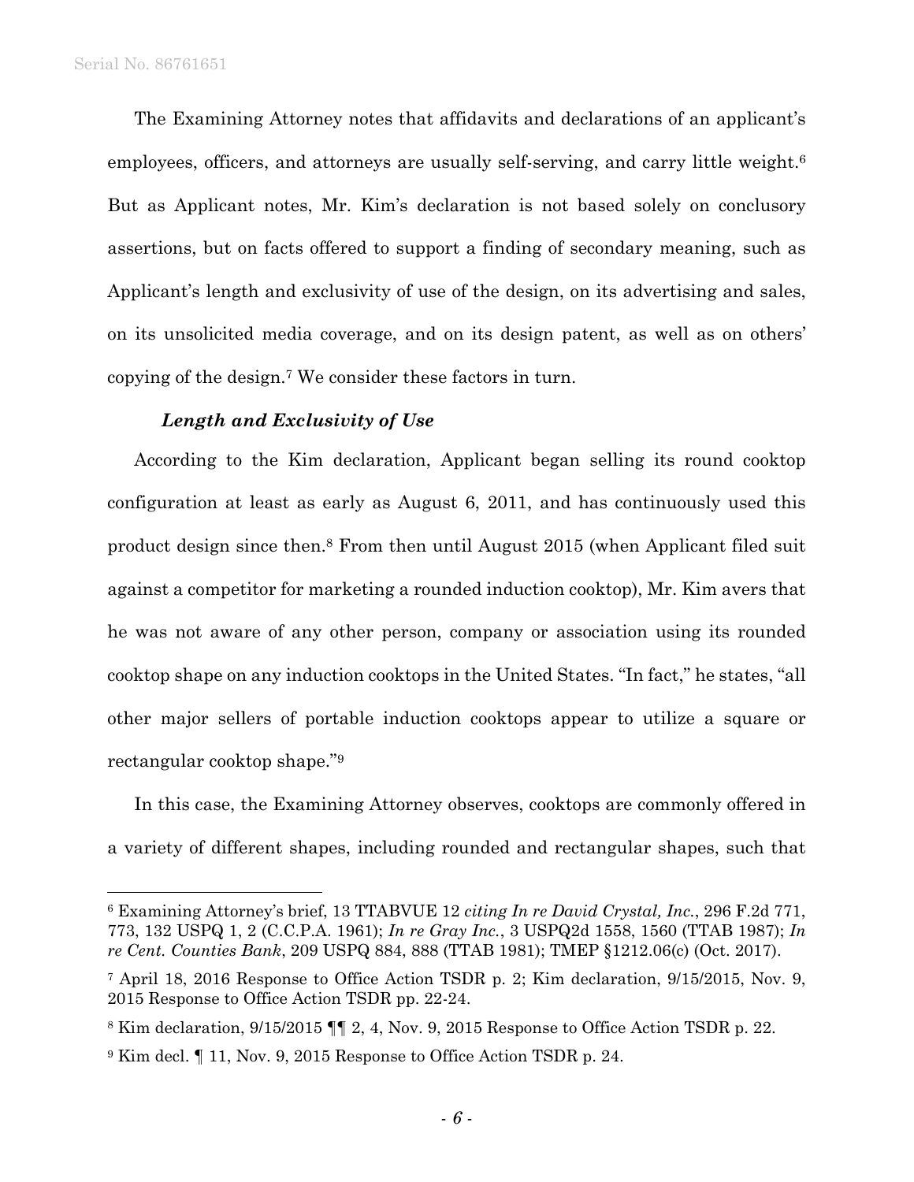The Examining Attorney notes that affidavits and declarations of an applicant's employees, officers, and attorneys are usually self-serving, and carry little weight.[6] But as Applicant notes, Mr. Kim's declaration is not based solely on conclusory assertions, but on facts offered to support a finding of secondary meaning, such as Applicant's length and exclusivity of use of the design, on its advertising and sales, on its unsolicited media coverage, and on its design patent, as well as on others' copying of the design.[7] We consider these factors in turn.

***Length and Exclusivity of Use***

According to the Kim declaration, Applicant began selling its round cooktop configuration at least as early as August 6, 2011, and has continuously used this product design since then.[8] From then until August 2015 (when Applicant filed suit against a competitor for marketing a rounded induction cooktop), Mr. Kim avers that he was not aware of any other person, company or association using its rounded cooktop shape on any induction cooktops in the United States. "In fact," he states, "all other major sellers of portable induction cooktops appear to utilize a square or rectangular cooktop shape."[9]

In this case, the Examining Attorney observes, cooktops are commonly offered in a variety of different shapes, including rounded and rectangular shapes, such that

---

[6] Examining Attorney's brief, 13 TTABVUE 12 *citing In re David Crystal, Inc.*, 296 F.2d 771, 773, 132 USPQ 1, 2 (C.C.P.A. 1961); *In re Gray Inc.*, 3 USPQ2d 1558, 1560 (TTAB 1987); *In re Cent. Counties Bank*, 209 USPQ 884, 888 (TTAB 1981); TMEP §1212.06(c) (Oct. 2017).

[7] April 18, 2016 Response to Office Action TSDR p. 2; Kim declaration, 9/15/2015, Nov. 9, 2015 Response to Office Action TSDR pp. 22-24.

[8] Kim declaration, 9/15/2015 ¶¶ 2, 4, Nov. 9, 2015 Response to Office Action TSDR p. 22.

[9] Kim decl. ¶ 11, Nov. 9, 2015 Response to Office Action TSDR p. 24.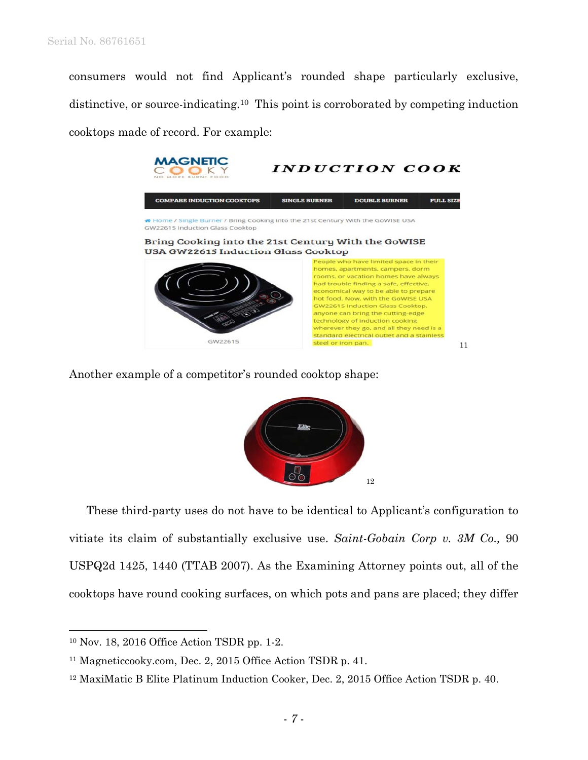consumers would not find Applicant's rounded shape particularly exclusive, distinctive, or source-indicating.[10] This point is corroborated by competing induction cooktops made of record. For example:

[11]

Another example of a competitor's rounded cooktop shape:

[12]

These third-party uses do not have to be identical to Applicant's configuration to vitiate its claim of substantially exclusive use. *Saint-Gobain Corp v. 3M Co.,* 90 USPQ2d 1425, 1440 (TTAB 2007). As the Examining Attorney points out, all of the cooktops have round cooking surfaces, on which pots and pans are placed; they differ

---

[10] Nov. 18, 2016 Office Action TSDR pp. 1-2.

[11] Magneticcooky.com, Dec. 2, 2015 Office Action TSDR p. 41.

[12] MaxiMatic B Elite Platinum Induction Cooker, Dec. 2, 2015 Office Action TSDR p. 40.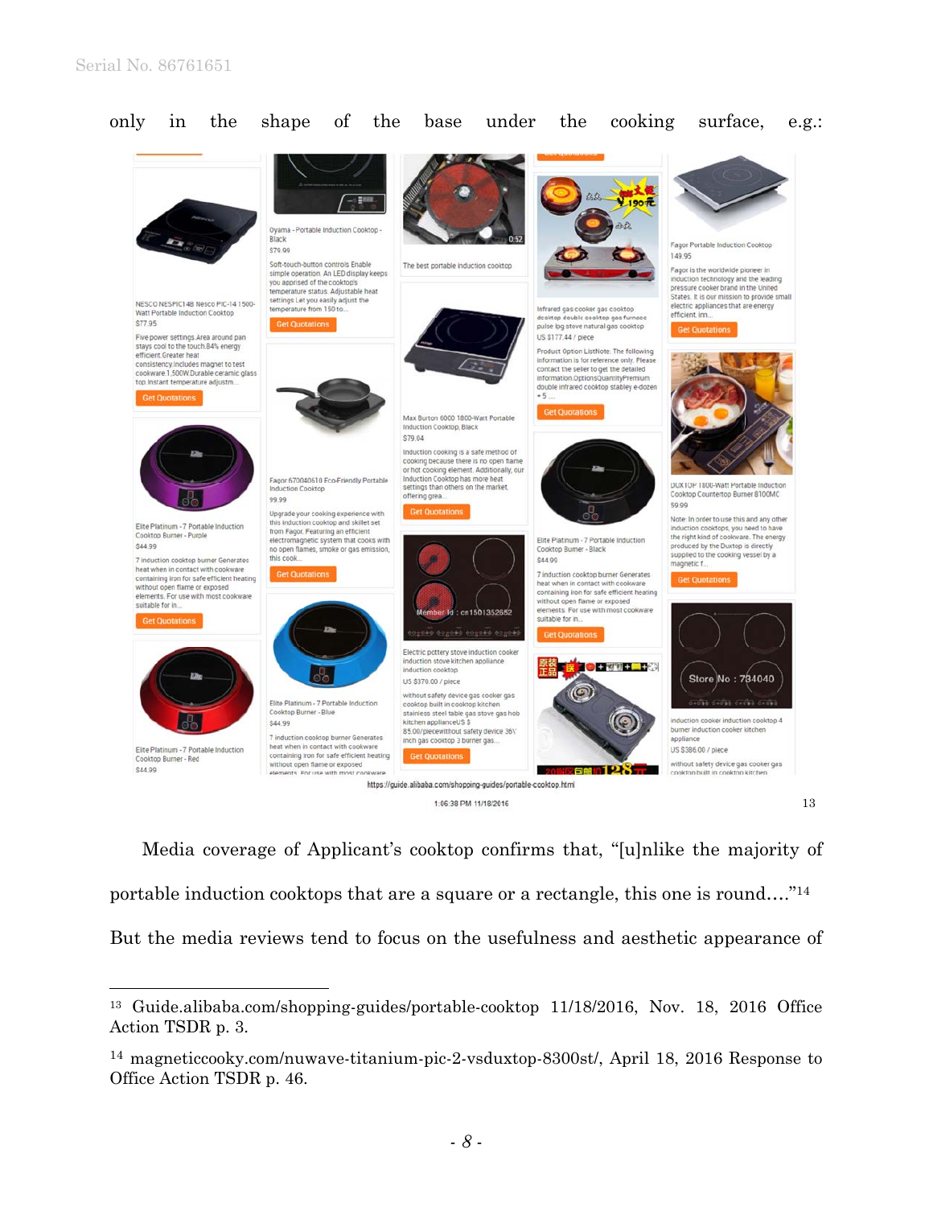only in the shape of the base under the cooking surface, e.g.:[13]

Media coverage of Applicant's cooktop confirms that, "[u]nlike the majority of portable induction cooktops that are a square or a rectangle, this one is round…."[14] But the media reviews tend to focus on the usefulness and aesthetic appearance of

---

[13] Guide.alibaba.com/shopping-guides/portable-cooktop 11/18/2016, Nov. 18, 2016 Office Action TSDR p. 3.

[14] magneticcooky.com/nuwave-titanium-pic-2-vsduxtop-8300st/, April 18, 2016 Response to Office Action TSDR p. 46.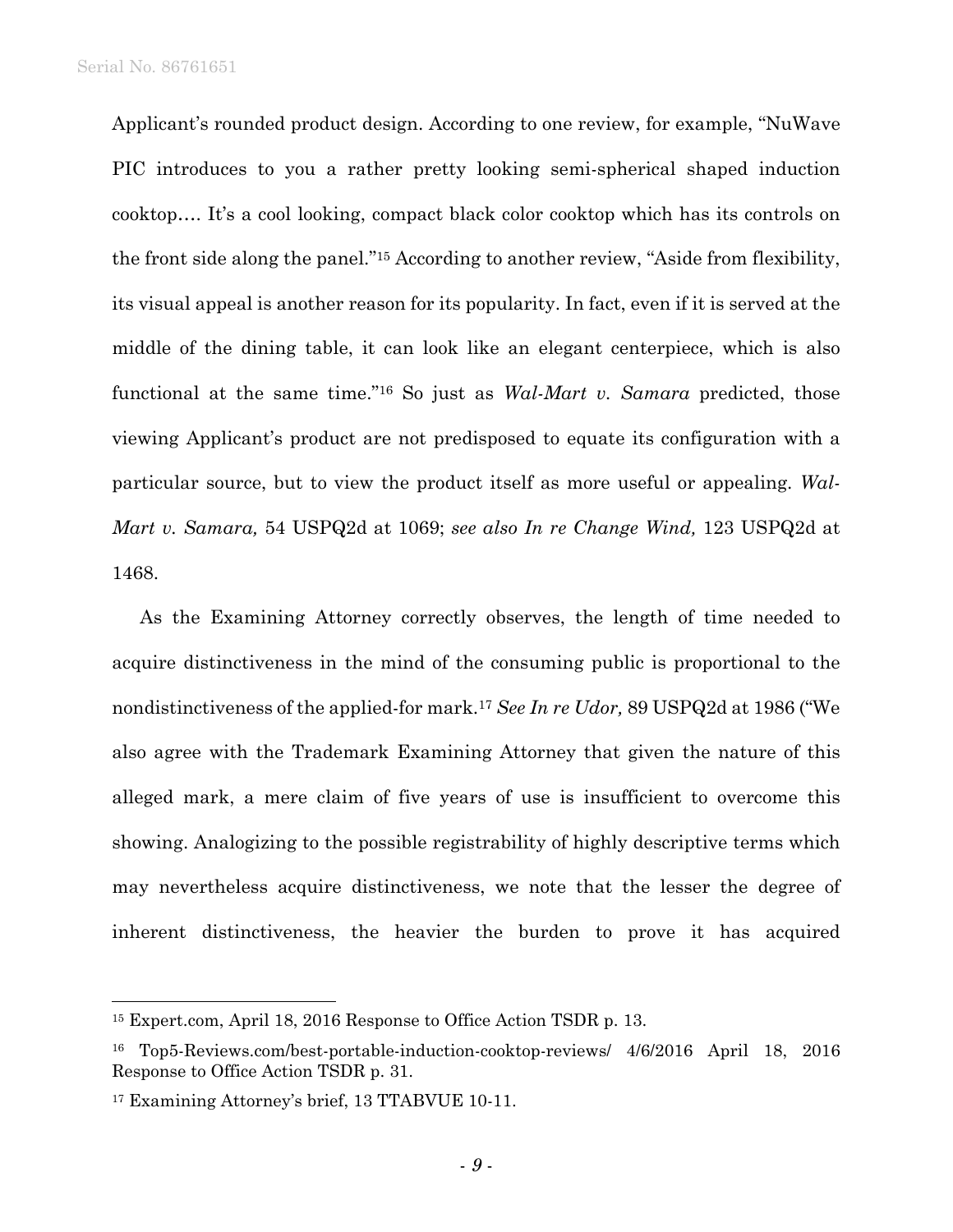Applicant's rounded product design. According to one review, for example, "NuWave PIC introduces to you a rather pretty looking semi-spherical shaped induction cooktop…. It's a cool looking, compact black color cooktop which has its controls on the front side along the panel."[15] According to another review, "Aside from flexibility, its visual appeal is another reason for its popularity. In fact, even if it is served at the middle of the dining table, it can look like an elegant centerpiece, which is also functional at the same time."[16] So just as *Wal-Mart v. Samara* predicted, those viewing Applicant's product are not predisposed to equate its configuration with a particular source, but to view the product itself as more useful or appealing. *Wal-Mart v. Samara,* 54 USPQ2d at 1069; *see also In re Change Wind,* 123 USPQ2d at 1468.

As the Examining Attorney correctly observes, the length of time needed to acquire distinctiveness in the mind of the consuming public is proportional to the nondistinctiveness of the applied-for mark.[17] *See In re Udor,* 89 USPQ2d at 1986 ("We also agree with the Trademark Examining Attorney that given the nature of this alleged mark, a mere claim of five years of use is insufficient to overcome this showing. Analogizing to the possible registrability of highly descriptive terms which may nevertheless acquire distinctiveness, we note that the lesser the degree of inherent distinctiveness, the heavier the burden to prove it has acquired

---

[15] Expert.com, April 18, 2016 Response to Office Action TSDR p. 13.

[16] Top5-Reviews.com/best-portable-induction-cooktop-reviews/ 4/6/2016 April 18, 2016 Response to Office Action TSDR p. 31.

[17] Examining Attorney's brief, 13 TTABVUE 10-11.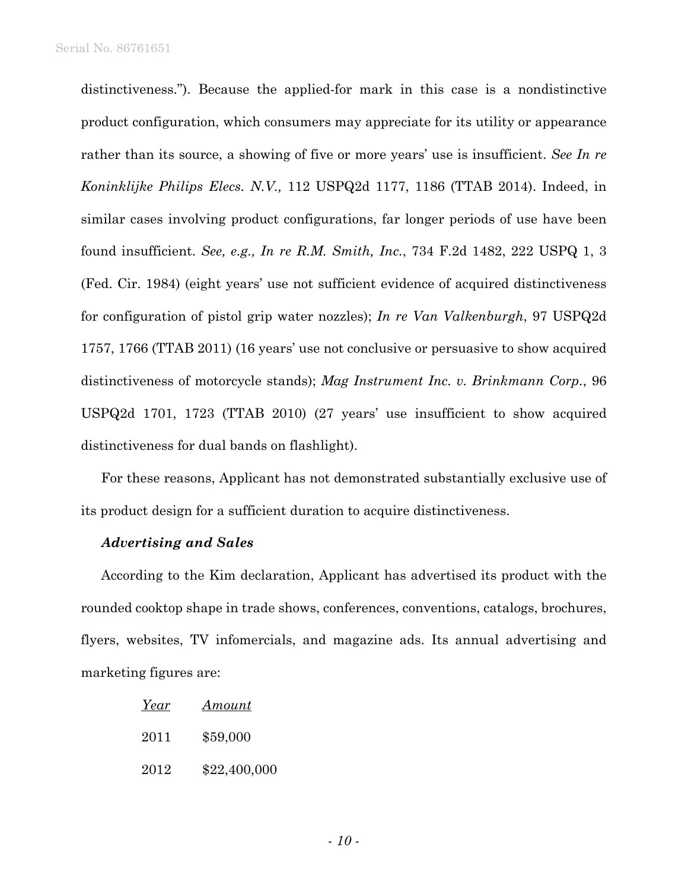distinctiveness."). Because the applied-for mark in this case is a nondistinctive product configuration, which consumers may appreciate for its utility or appearance rather than its source, a showing of five or more years' use is insufficient. *See In re Koninklijke Philips Elecs. N.V.,* 112 USPQ2d 1177, 1186 (TTAB 2014). Indeed, in similar cases involving product configurations, far longer periods of use have been found insufficient. *See, e.g., In re R.M. Smith, Inc.*, 734 F.2d 1482, 222 USPQ 1, 3 (Fed. Cir. 1984) (eight years' use not sufficient evidence of acquired distinctiveness for configuration of pistol grip water nozzles); *In re Van Valkenburgh*, 97 USPQ2d 1757, 1766 (TTAB 2011) (16 years' use not conclusive or persuasive to show acquired distinctiveness of motorcycle stands); *Mag Instrument Inc. v. Brinkmann Corp.*, 96 USPQ2d 1701, 1723 (TTAB 2010) (27 years' use insufficient to show acquired distinctiveness for dual bands on flashlight).

For these reasons, Applicant has not demonstrated substantially exclusive use of its product design for a sufficient duration to acquire distinctiveness.

***Advertising and Sales***

According to the Kim declaration, Applicant has advertised its product with the rounded cooktop shape in trade shows, conferences, conventions, catalogs, brochures, flyers, websites, TV infomercials, and magazine ads. Its annual advertising and marketing figures are:

| Year | Amount |
|---|---|
| 2011 | $59,000 |
| 2012 | $22,400,000 |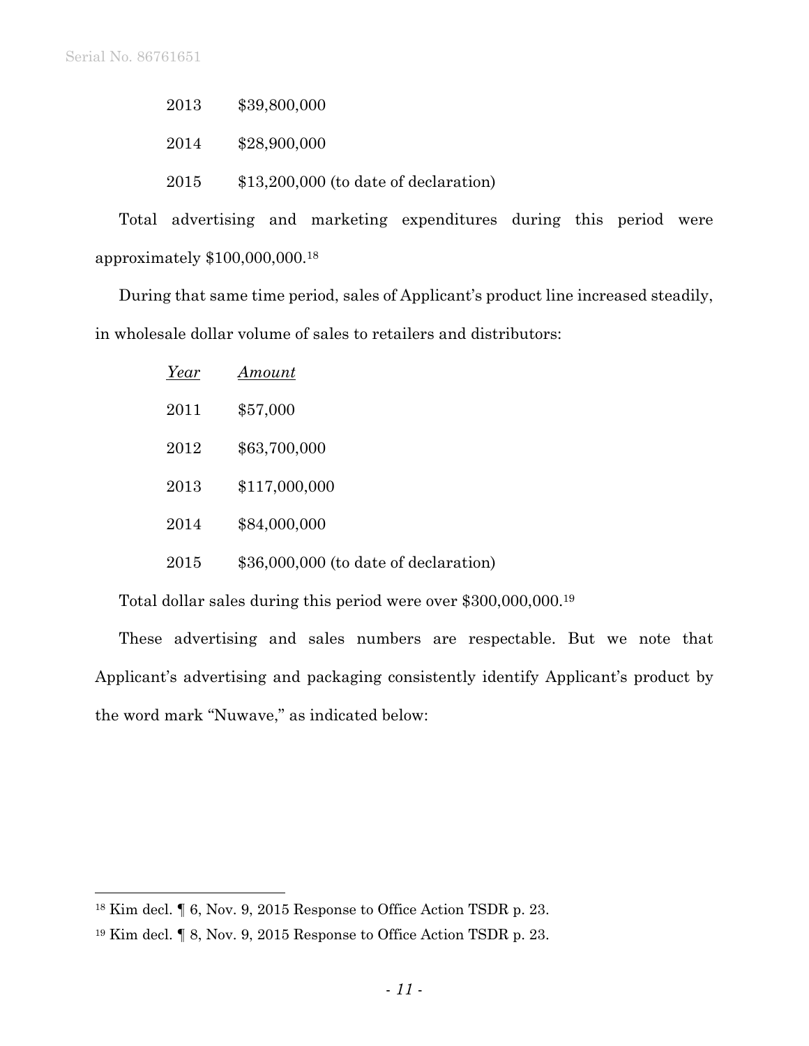| | |
|---|---|
| 2013 | $39,800,000 |
| 2014 | $28,900,000 |
| 2015 | $13,200,000 (to date of declaration) |

Total advertising and marketing expenditures during this period were approximately $100,000,000.[18]

During that same time period, sales of Applicant's product line increased steadily, in wholesale dollar volume of sales to retailers and distributors:

| *Year* | *Amount* |
|---|---|
| 2011 | $57,000 |
| 2012 | $63,700,000 |
| 2013 | $117,000,000 |
| 2014 | $84,000,000 |
| 2015 | $36,000,000 (to date of declaration) |

Total dollar sales during this period were over $300,000,000.[19]

These advertising and sales numbers are respectable. But we note that Applicant's advertising and packaging consistently identify Applicant's product by the word mark "Nuwave," as indicated below:

---

[18] Kim decl. ¶ 6, Nov. 9, 2015 Response to Office Action TSDR p. 23.

[19] Kim decl. ¶ 8, Nov. 9, 2015 Response to Office Action TSDR p. 23.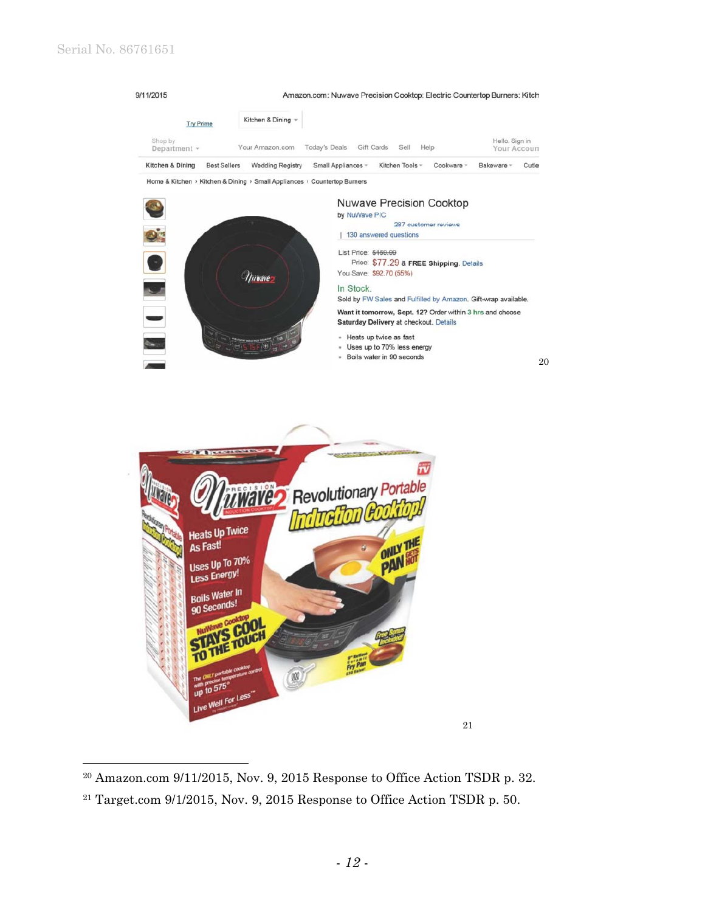9/11/2015 Amazon.com: Nuwave Precision Cooktop: Electric Countertop Burners: Kitch

Try Prime | Kitchen & Dining

Shop by Department | Your Amazon.com | Today's Deals | Gift Cards | Sell | Help | Hello. Sign in Your Account

Kitchen & Dining | Best Sellers | Wedding Registry | Small Appliances | Kitchen Tools | Cookware | Bakeware | Cutle

Home & Kitchen › Kitchen & Dining › Small Appliances › Countertop Burners

Nuwave Precision Cooktop

by NuWave PIC

297 customer reviews | 130 answered questions

List Price: ~~$169.99~~

Price: $77.29 & FREE Shipping. Details

You Save: $92.70 (55%)

In Stock.

Sold by FW Sales and Fulfilled by Amazon. Gift-wrap available.

Want it tomorrow, Sept. 12? Order within 3 hrs and choose Saturday Delivery at checkout. Details

- Heats up twice as fast
- Uses up to 70% less energy
- Boils water in 90 seconds

[20]

Precision Nuwave2 Induction Cooktop Revolutionary Portable Induction Cooktop!

Heats Up Twice As Fast!

Uses Up To 70% Less Energy!

Boils Water In 90 Seconds!

NuWave Cooktop STAYS COOL TO THE TOUCH

ONLY THE PAN GETS HOT

The ONLY portable cooktop with precise temperature control up to 575°

Free Bonus Included! 9" NuWave Ceramic Fry Pan

Live Well For Less™

[21]

---

[20] Amazon.com 9/11/2015, Nov. 9, 2015 Response to Office Action TSDR p. 32.

[21] Target.com 9/1/2015, Nov. 9, 2015 Response to Office Action TSDR p. 50.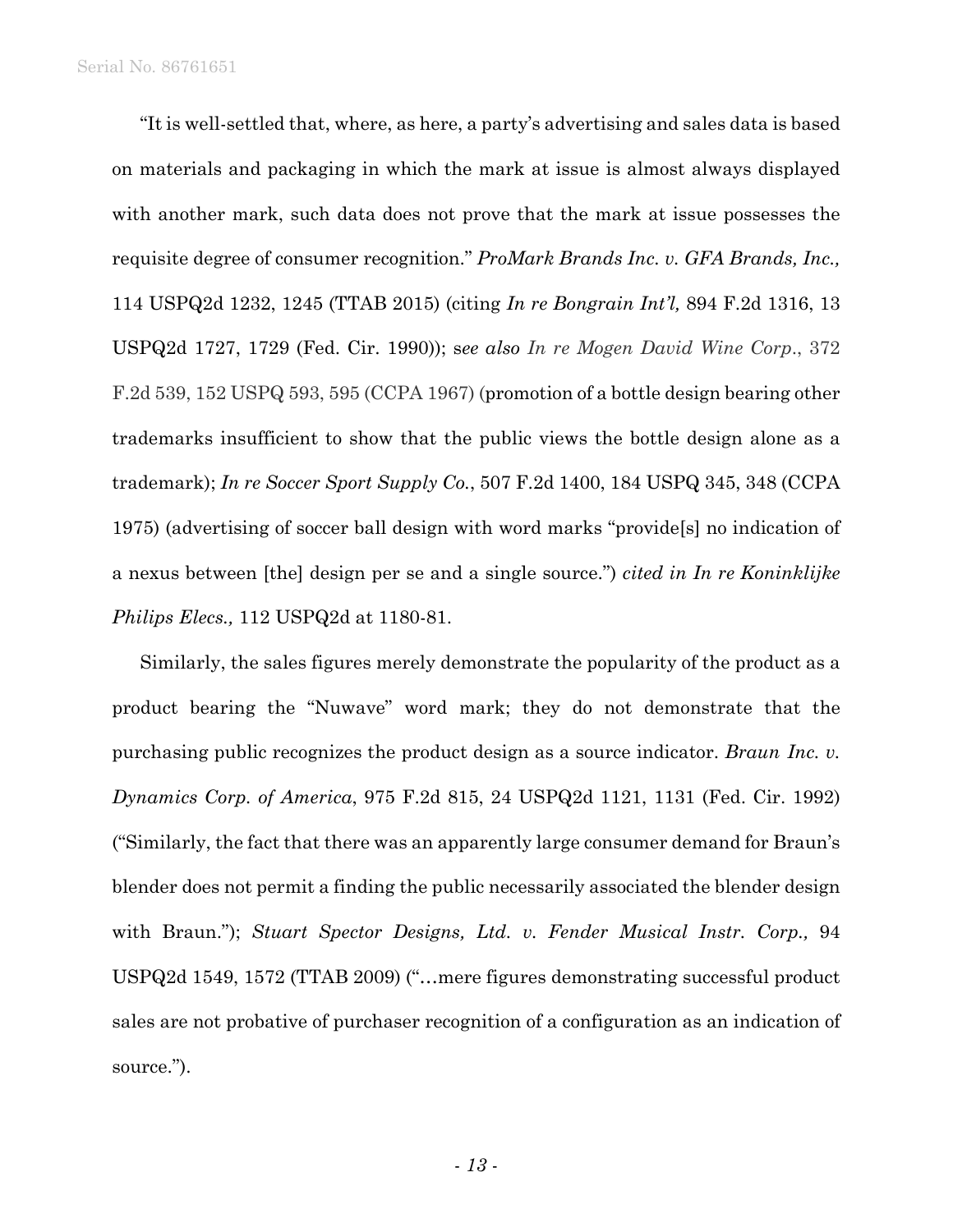"It is well-settled that, where, as here, a party's advertising and sales data is based on materials and packaging in which the mark at issue is almost always displayed with another mark, such data does not prove that the mark at issue possesses the requisite degree of consumer recognition." *ProMark Brands Inc. v. GFA Brands, Inc.,* 114 USPQ2d 1232, 1245 (TTAB 2015) (citing *In re Bongrain Int'l,* 894 F.2d 1316, 13 USPQ2d 1727, 1729 (Fed. Cir. 1990)); s*ee also In re Mogen David Wine Corp*., 372 F.2d 539, 152 USPQ 593, 595 (CCPA 1967) (promotion of a bottle design bearing other trademarks insufficient to show that the public views the bottle design alone as a trademark); *In re Soccer Sport Supply Co.*, 507 F.2d 1400, 184 USPQ 345, 348 (CCPA 1975) (advertising of soccer ball design with word marks "provide[s] no indication of a nexus between [the] design per se and a single source.") *cited in In re Koninklijke Philips Elecs.,* 112 USPQ2d at 1180-81.

Similarly, the sales figures merely demonstrate the popularity of the product as a product bearing the "Nuwave" word mark; they do not demonstrate that the purchasing public recognizes the product design as a source indicator. *Braun Inc. v. Dynamics Corp. of America*, 975 F.2d 815, 24 USPQ2d 1121, 1131 (Fed. Cir. 1992) ("Similarly, the fact that there was an apparently large consumer demand for Braun's blender does not permit a finding the public necessarily associated the blender design with Braun."); *Stuart Spector Designs, Ltd. v. Fender Musical Instr. Corp.,* 94 USPQ2d 1549, 1572 (TTAB 2009) ("…mere figures demonstrating successful product sales are not probative of purchaser recognition of a configuration as an indication of source.").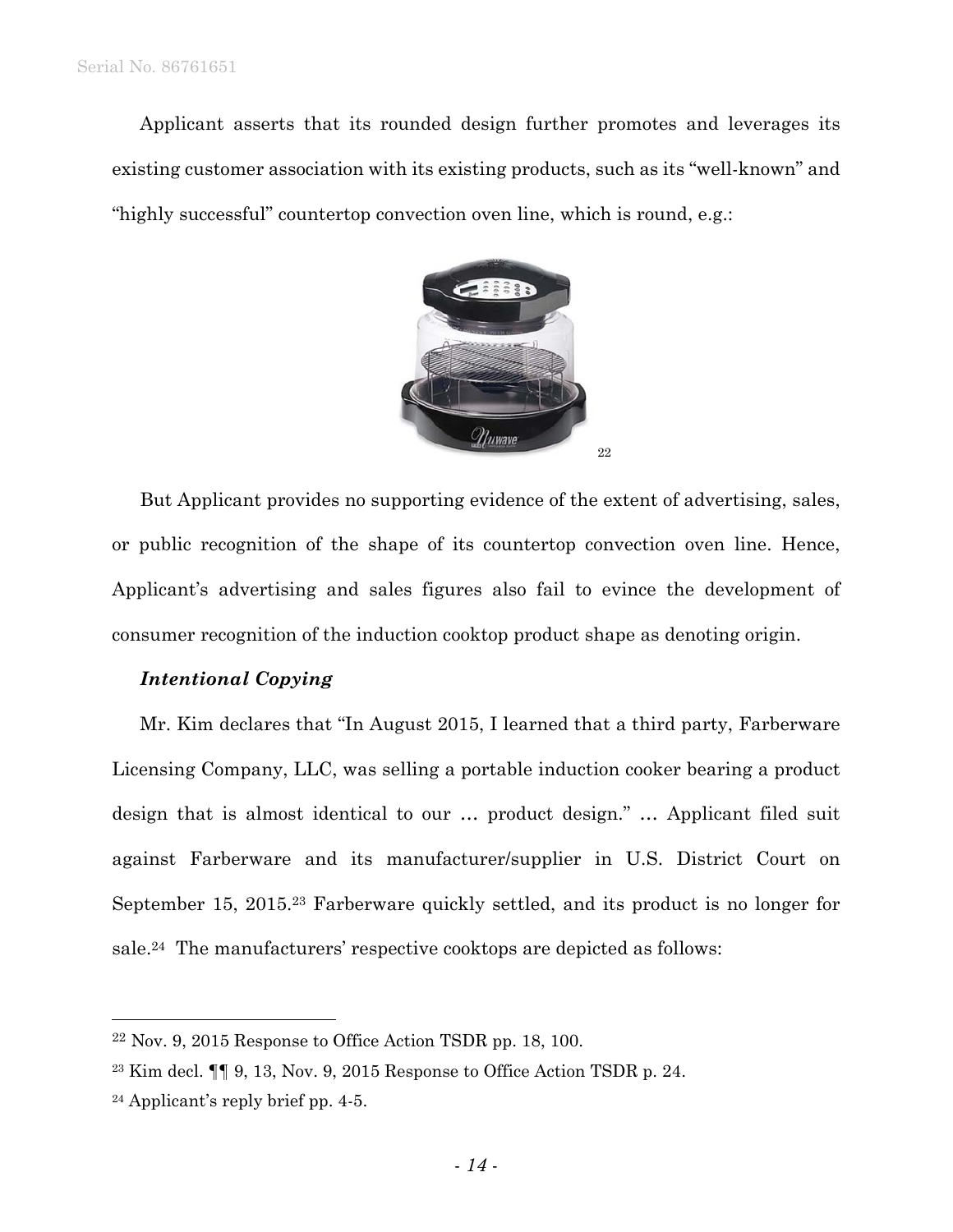Applicant asserts that its rounded design further promotes and leverages its existing customer association with its existing products, such as its "well-known" and "highly successful" countertop convection oven line, which is round, e.g.:

[22]

But Applicant provides no supporting evidence of the extent of advertising, sales, or public recognition of the shape of its countertop convection oven line. Hence, Applicant's advertising and sales figures also fail to evince the development of consumer recognition of the induction cooktop product shape as denoting origin.

***Intentional Copying***

Mr. Kim declares that "In August 2015, I learned that a third party, Farberware Licensing Company, LLC, was selling a portable induction cooker bearing a product design that is almost identical to our … product design." … Applicant filed suit against Farberware and its manufacturer/supplier in U.S. District Court on September 15, 2015.[23] Farberware quickly settled, and its product is no longer for sale.[24] The manufacturers' respective cooktops are depicted as follows:

---

[22] Nov. 9, 2015 Response to Office Action TSDR pp. 18, 100.

[23] Kim decl. ¶¶ 9, 13, Nov. 9, 2015 Response to Office Action TSDR p. 24.

[24] Applicant's reply brief pp. 4-5.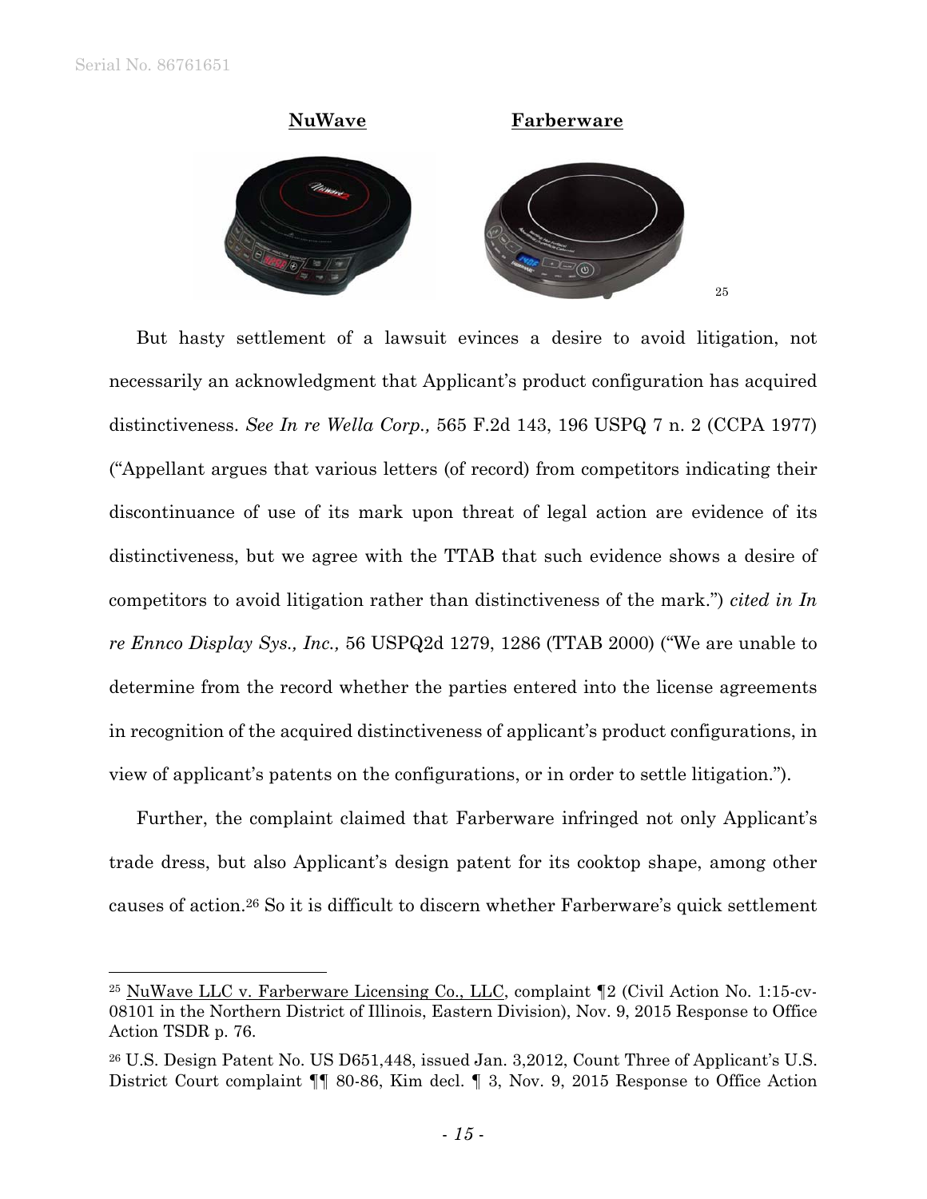**NuWave** **Farberware**

[25]

But hasty settlement of a lawsuit evinces a desire to avoid litigation, not necessarily an acknowledgment that Applicant's product configuration has acquired distinctiveness. *See In re Wella Corp.,* 565 F.2d 143, 196 USPQ 7 n. 2 (CCPA 1977) ("Appellant argues that various letters (of record) from competitors indicating their discontinuance of use of its mark upon threat of legal action are evidence of its distinctiveness, but we agree with the TTAB that such evidence shows a desire of competitors to avoid litigation rather than distinctiveness of the mark.") *cited in In re Ennco Display Sys., Inc.,* 56 USPQ2d 1279, 1286 (TTAB 2000) ("We are unable to determine from the record whether the parties entered into the license agreements in recognition of the acquired distinctiveness of applicant's product configurations, in view of applicant's patents on the configurations, or in order to settle litigation.").

Further, the complaint claimed that Farberware infringed not only Applicant's trade dress, but also Applicant's design patent for its cooktop shape, among other causes of action.[26] So it is difficult to discern whether Farberware's quick settlement

---

[25] NuWave LLC v. Farberware Licensing Co., LLC, complaint ¶2 (Civil Action No. 1:15-cv-08101 in the Northern District of Illinois, Eastern Division), Nov. 9, 2015 Response to Office Action TSDR p. 76.

[26] U.S. Design Patent No. US D651,448, issued Jan. 3,2012, Count Three of Applicant's U.S. District Court complaint ¶¶ 80-86, Kim decl. ¶ 3, Nov. 9, 2015 Response to Office Action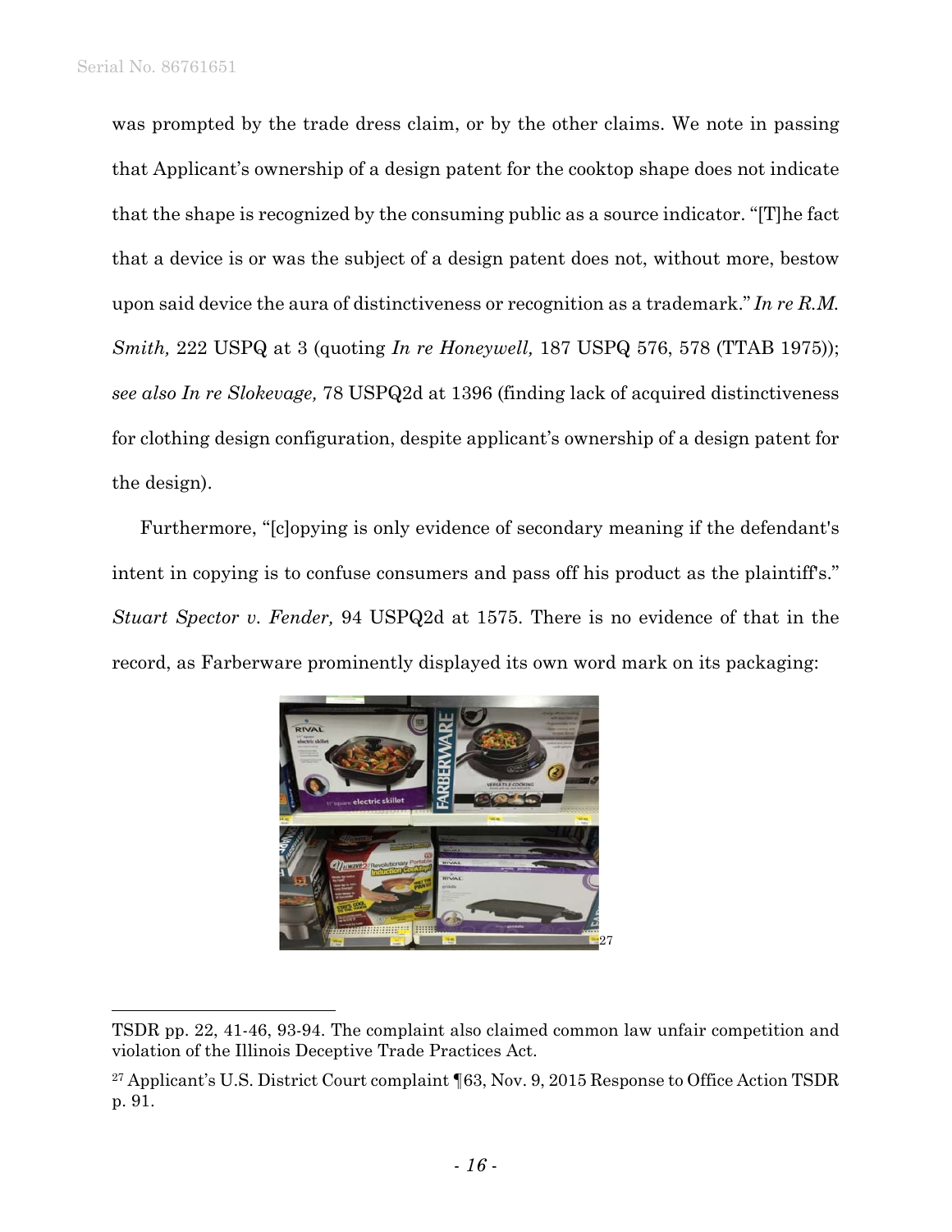was prompted by the trade dress claim, or by the other claims. We note in passing that Applicant's ownership of a design patent for the cooktop shape does not indicate that the shape is recognized by the consuming public as a source indicator. "[T]he fact that a device is or was the subject of a design patent does not, without more, bestow upon said device the aura of distinctiveness or recognition as a trademark." *In re R.M. Smith,* 222 USPQ at 3 (quoting *In re Honeywell,* 187 USPQ 576, 578 (TTAB 1975)); *see also In re Slokevage,* 78 USPQ2d at 1396 (finding lack of acquired distinctiveness for clothing design configuration, despite applicant's ownership of a design patent for the design).

Furthermore, "[c]opying is only evidence of secondary meaning if the defendant's intent in copying is to confuse consumers and pass off his product as the plaintiff's." *Stuart Spector v. Fender,* 94 USPQ2d at 1575. There is no evidence of that in the record, as Farberware prominently displayed its own word mark on its packaging:

[27]

---

TSDR pp. 22, 41-46, 93-94. The complaint also claimed common law unfair competition and violation of the Illinois Deceptive Trade Practices Act.

[27] Applicant's U.S. District Court complaint ¶63, Nov. 9, 2015 Response to Office Action TSDR p. 91.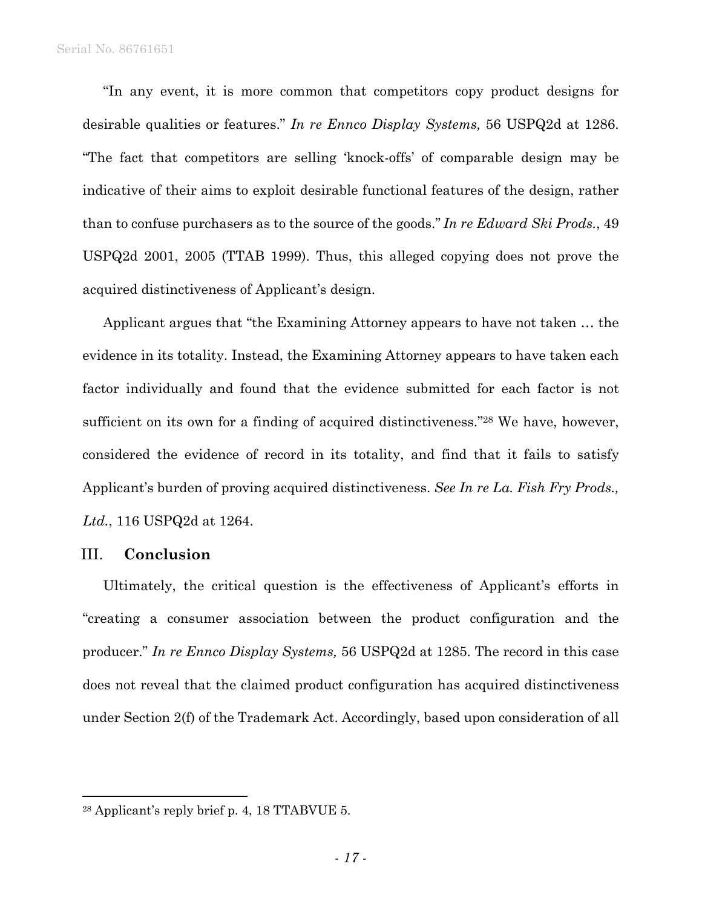"In any event, it is more common that competitors copy product designs for desirable qualities or features." *In re Ennco Display Systems,* 56 USPQ2d at 1286. "The fact that competitors are selling 'knock-offs' of comparable design may be indicative of their aims to exploit desirable functional features of the design, rather than to confuse purchasers as to the source of the goods." *In re Edward Ski Prods.*, 49 USPQ2d 2001, 2005 (TTAB 1999). Thus, this alleged copying does not prove the acquired distinctiveness of Applicant's design.

Applicant argues that "the Examining Attorney appears to have not taken … the evidence in its totality. Instead, the Examining Attorney appears to have taken each factor individually and found that the evidence submitted for each factor is not sufficient on its own for a finding of acquired distinctiveness."[28] We have, however, considered the evidence of record in its totality, and find that it fails to satisfy Applicant's burden of proving acquired distinctiveness. *See In re La. Fish Fry Prods., Ltd.*, 116 USPQ2d at 1264.

## III. **Conclusion**

Ultimately, the critical question is the effectiveness of Applicant's efforts in "creating a consumer association between the product configuration and the producer." *In re Ennco Display Systems,* 56 USPQ2d at 1285. The record in this case does not reveal that the claimed product configuration has acquired distinctiveness under Section 2(f) of the Trademark Act. Accordingly, based upon consideration of all

---

[28] Applicant's reply brief p. 4, 18 TTABVUE 5.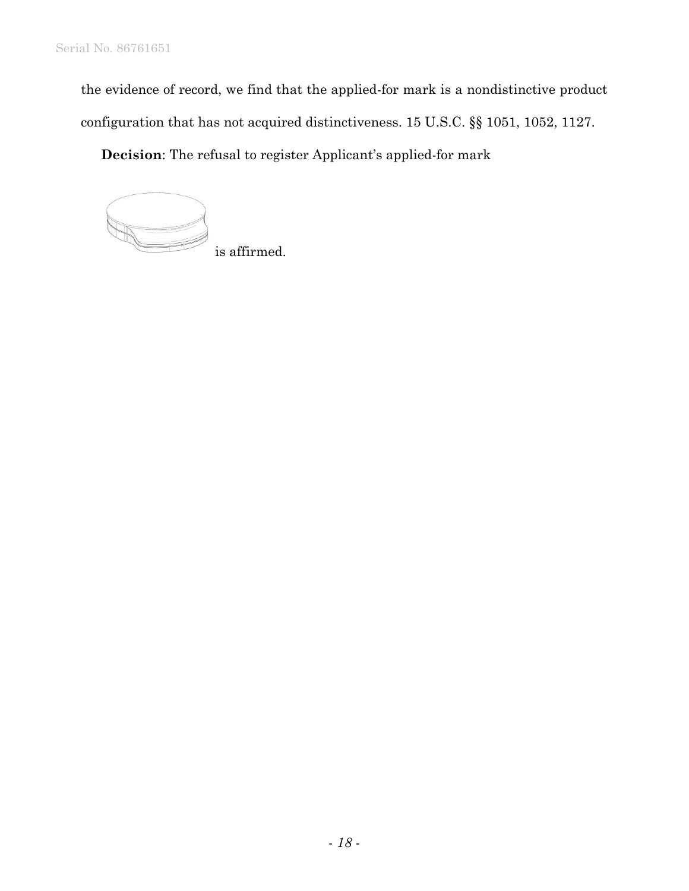the evidence of record, we find that the applied-for mark is a nondistinctive product configuration that has not acquired distinctiveness. 15 U.S.C. §§ 1051, 1052, 1127.

**Decision**: The refusal to register Applicant's applied-for mark

is affirmed.